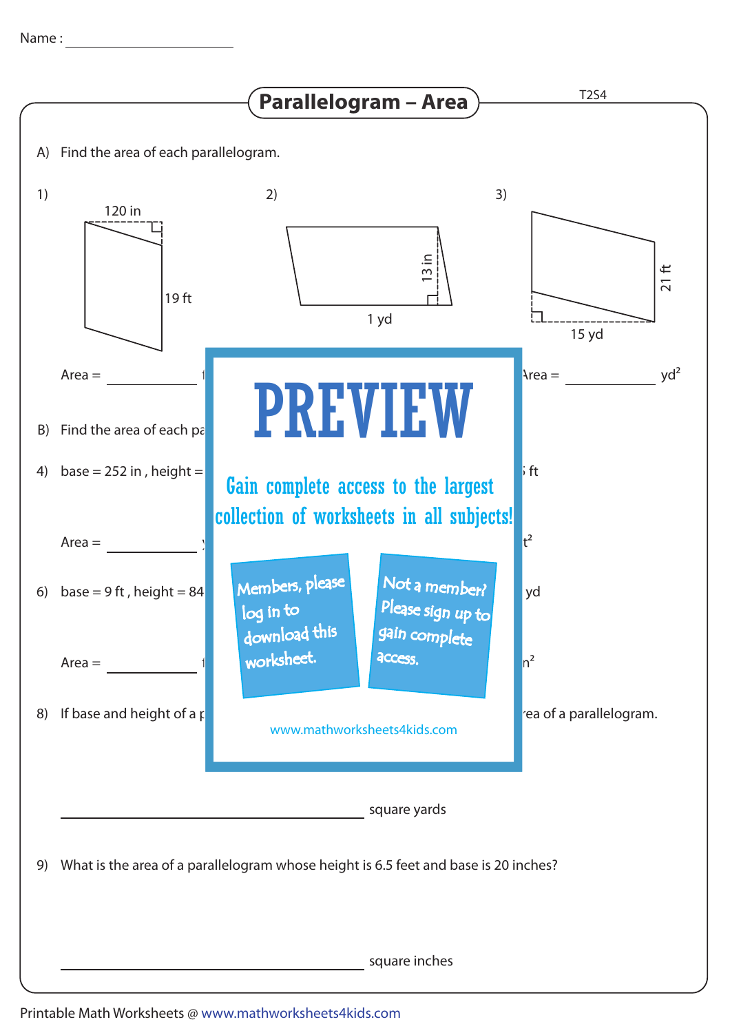Name : ______________________

# Parallelogram – Area

T2S4

A) Find the area of each parallelogram.

1)

120 in

19 ft

Area = ____________ f

2)

13 in

1 yd

3)

21 ft

15 yd

Area = ____________ $yd^2$

B) Find the area of each pa

4) base = 252 in , height =

ft

Area = ____________ y

$t^2$

6) base = 9 ft , height = 84

yd

Area = ____________ f

$n^2$

8) If base and height of a p

rea of a parallelogram.

PREVIEW

Gain complete access to the largest collection of worksheets in all subjects!

Members, please log in to download this worksheet.

Not a member? Please sign up to gain complete access.

www.mathworksheets4kids.com

________________________________________ square yards

9) What is the area of a parallelogram whose height is 6.5 feet and base is 20 inches?

________________________________________ square inches

Printable Math Worksheets @ www.mathworksheets4kids.com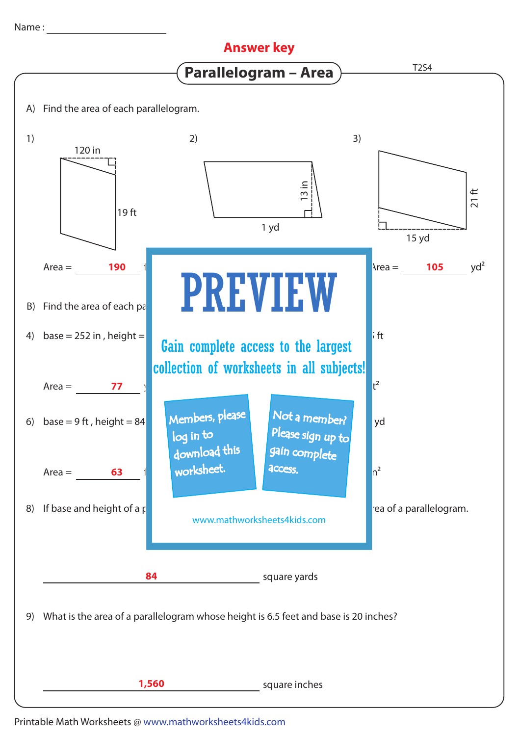Name :

**Answer key**

# Parallelogram – Area

T2S4

A) Find the area of each parallelogram.

1)

120 in

19 ft

2)

13 in

1 yd

3)

21 ft

15 yd

Area = **190** f

Area = **105** $yd^2$

PREVIEW

Gain complete access to the largest collection of worksheets in all subjects!

Members, please log in to download this worksheet.

Not a member? Please sign up to gain complete access.

www.mathworksheets4kids.com

B) Find the area of each pa

4) base = 252 in , height =

ft

Area = **77** y

$t^2$

6) base = 9 ft , height = 84

yd

Area = **63** f

$n^2$

8) If base and height of a p

ea of a parallelogram.

**84** square yards

9) What is the area of a parallelogram whose height is 6.5 feet and base is 20 inches?

**1,560** square inches

Printable Math Worksheets @ www.mathworksheets4kids.com